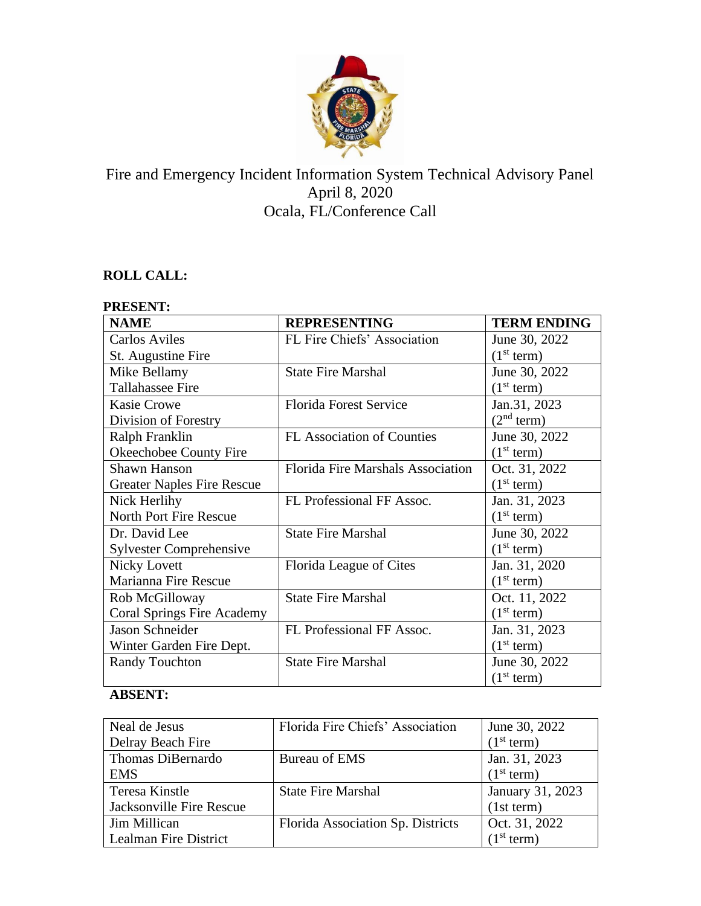# Fire and Emergency Incident Information System Technical Advisory Panel

April 8, 2020

Ocala, FL/Conference Call

## ROLL CALL:

**PRESENT:**

| NAME | REPRESENTING | TERM ENDING |
|---|---|---|
| Carlos Aviles<br>St. Augustine Fire | FL Fire Chiefs' Association | June 30, 2022<br>(1st term) |
| Mike Bellamy<br>Tallahassee Fire | State Fire Marshal | June 30, 2022<br>(1st term) |
| Kasie Crowe<br>Division of Forestry | Florida Forest Service | Jan.31, 2023<br>(2nd term) |
| Ralph Franklin<br>Okeechobee County Fire | FL Association of Counties | June 30, 2022<br>(1st term) |
| Shawn Hanson<br>Greater Naples Fire Rescue | Florida Fire Marshals Association | Oct. 31, 2022<br>(1st term) |
| Nick Herlihy<br>North Port Fire Rescue | FL Professional FF Assoc. | Jan. 31, 2023<br>(1st term) |
| Dr. David Lee<br>Sylvester Comprehensive | State Fire Marshal | June 30, 2022<br>(1st term) |
| Nicky Lovett<br>Marianna Fire Rescue | Florida League of Cites | Jan. 31, 2020<br>(1st term) |
| Rob McGilloway<br>Coral Springs Fire Academy | State Fire Marshal | Oct. 11, 2022<br>(1st term) |
| Jason Schneider<br>Winter Garden Fire Dept. | FL Professional FF Assoc. | Jan. 31, 2023<br>(1st term) |
| Randy Touchton | State Fire Marshal | June 30, 2022<br>(1st term) |

**ABSENT:**

| | | |
|---|---|---|
| Neal de Jesus<br>Delray Beach Fire | Florida Fire Chiefs' Association | June 30, 2022<br>(1st term) |
| Thomas DiBernardo<br>EMS | Bureau of EMS | Jan. 31, 2023<br>(1st term) |
| Teresa Kinstle<br>Jacksonville Fire Rescue | State Fire Marshal | January 31, 2023<br>(1st term) |
| Jim Millican<br>Lealman Fire District | Florida Association Sp. Districts | Oct. 31, 2022<br>(1st term) |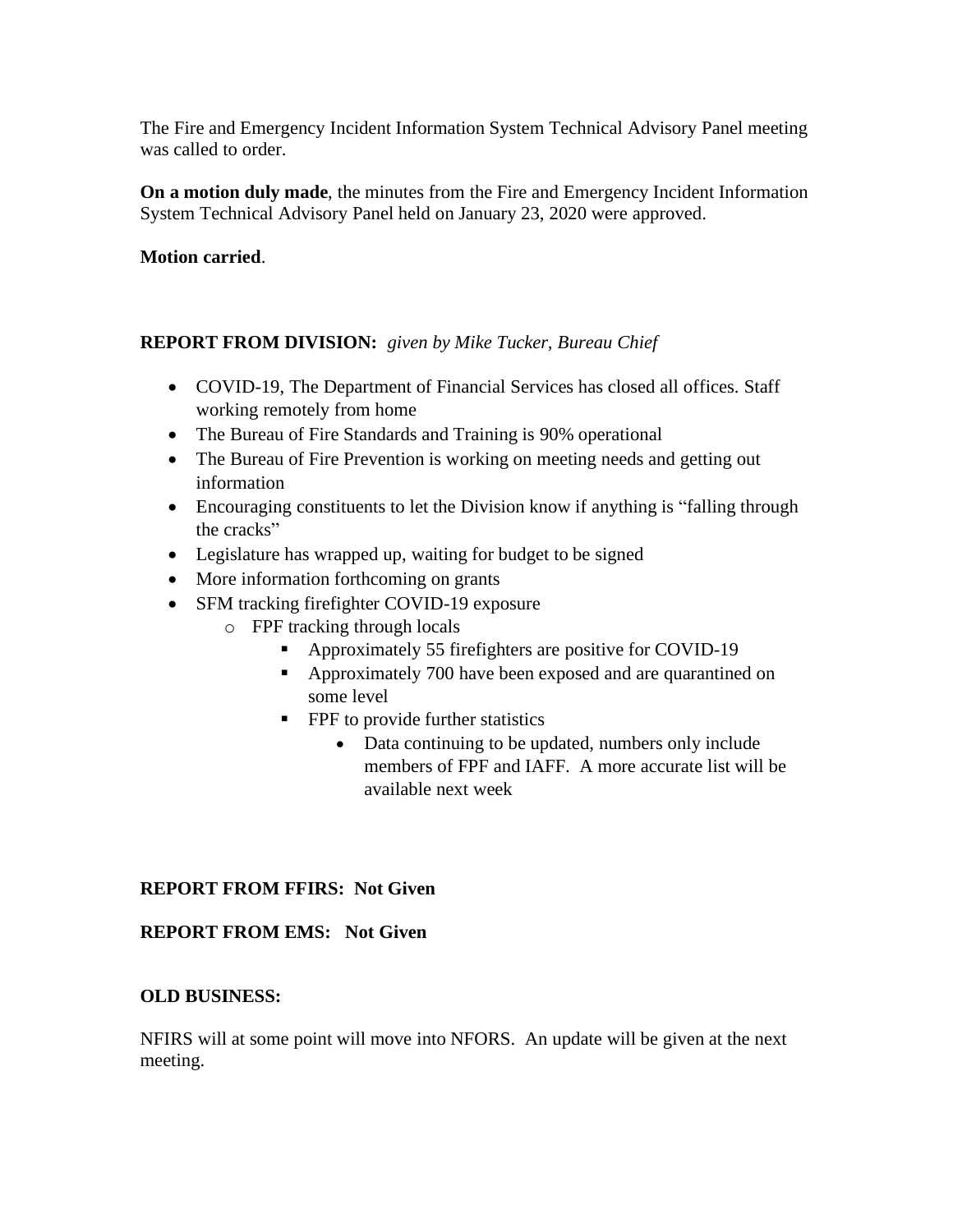The Fire and Emergency Incident Information System Technical Advisory Panel meeting was called to order.

**On a motion duly made**, the minutes from the Fire and Emergency Incident Information System Technical Advisory Panel held on January 23, 2020 were approved.

**Motion carried**.

**REPORT FROM DIVISION:** *given by Mike Tucker, Bureau Chief*

- COVID-19, The Department of Financial Services has closed all offices. Staff working remotely from home
- The Bureau of Fire Standards and Training is 90% operational
- The Bureau of Fire Prevention is working on meeting needs and getting out information
- Encouraging constituents to let the Division know if anything is "falling through the cracks"
- Legislature has wrapped up, waiting for budget to be signed
- More information forthcoming on grants
- SFM tracking firefighter COVID-19 exposure
  - FPF tracking through locals
    - Approximately 55 firefighters are positive for COVID-19
    - Approximately 700 have been exposed and are quarantined on some level
    - FPF to provide further statistics
      - Data continuing to be updated, numbers only include members of FPF and IAFF. A more accurate list will be available next week

**REPORT FROM FFIRS: Not Given**

**REPORT FROM EMS: Not Given**

**OLD BUSINESS:**

NFIRS will at some point will move into NFORS. An update will be given at the next meeting.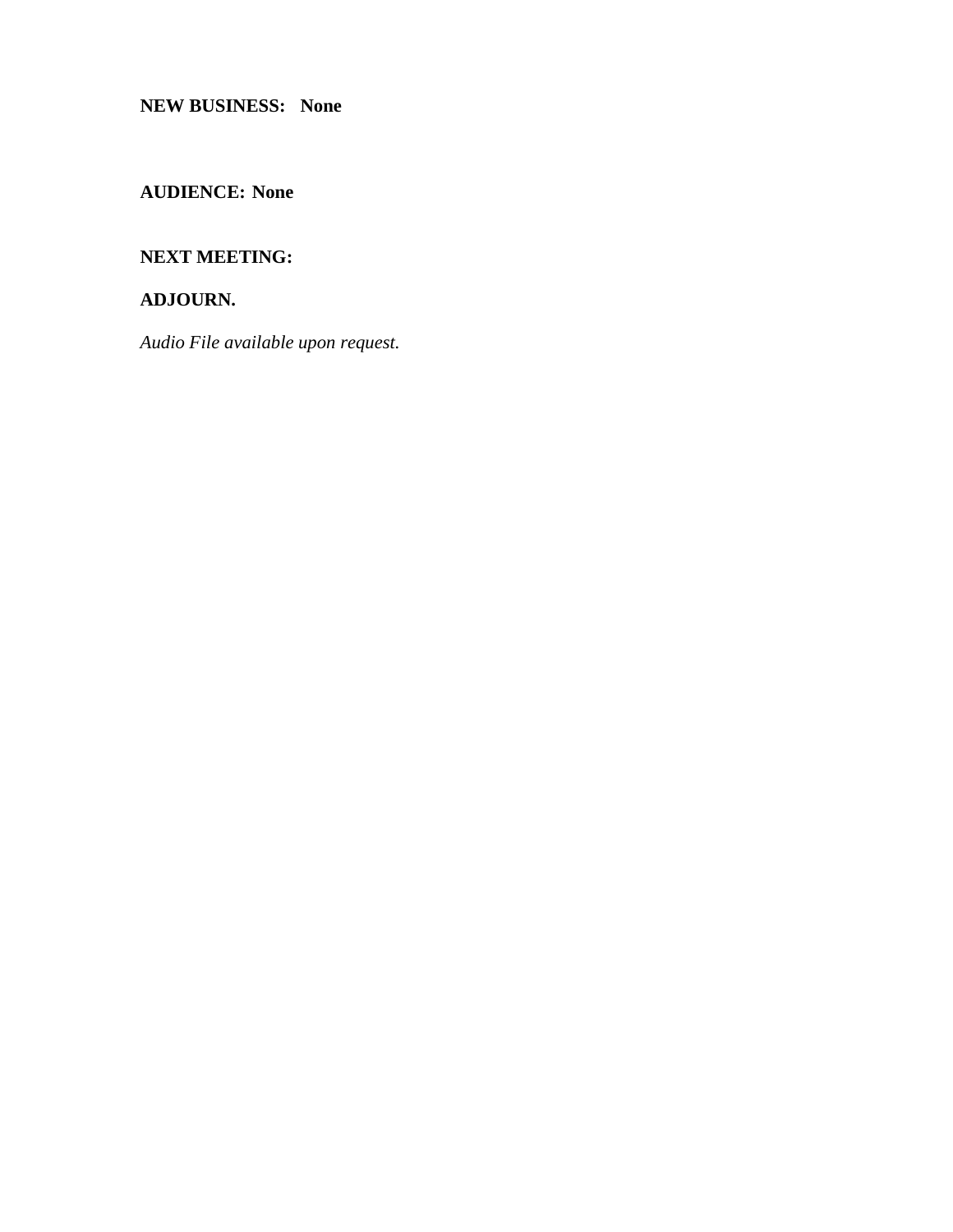**NEW BUSINESS: None**

**AUDIENCE: None**

**NEXT MEETING:**

**ADJOURN.**

*Audio File available upon request.*